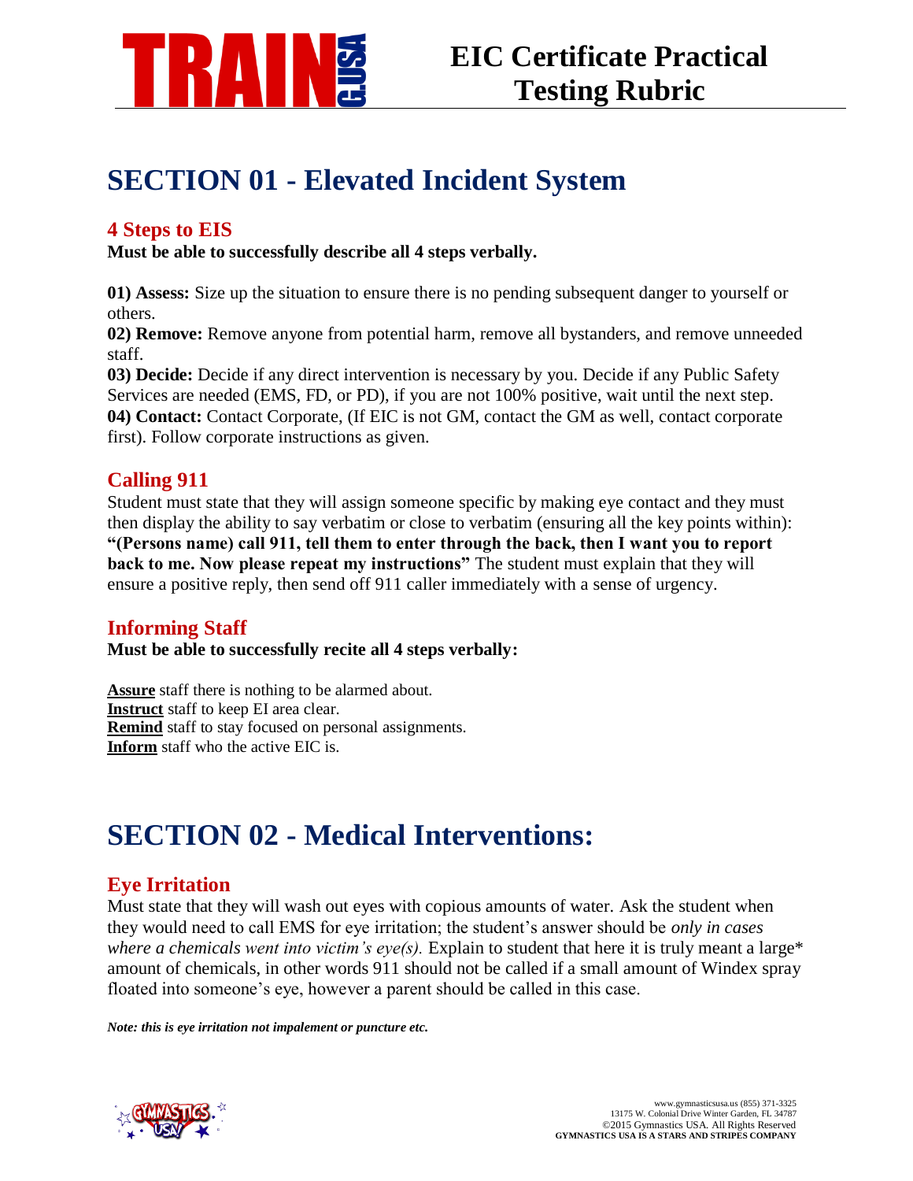# EIC Certificate Practical Testing Rubric

# SECTION 01 - Elevated Incident System

## 4 Steps to EIS

**Must be able to successfully describe all 4 steps verbally.**

**01) Assess:** Size up the situation to ensure there is no pending subsequent danger to yourself or others.
**02) Remove:** Remove anyone from potential harm, remove all bystanders, and remove unneeded staff.
**03) Decide:** Decide if any direct intervention is necessary by you. Decide if any Public Safety Services are needed (EMS, FD, or PD), if you are not 100% positive, wait until the next step.
**04) Contact:** Contact Corporate, (If EIC is not GM, contact the GM as well, contact corporate first). Follow corporate instructions as given.

## Calling 911

Student must state that they will assign someone specific by making eye contact and they must then display the ability to say verbatim or close to verbatim (ensuring all the key points within): **"(Persons name) call 911, tell them to enter through the back, then I want you to report back to me. Now please repeat my instructions"** The student must explain that they will ensure a positive reply, then send off 911 caller immediately with a sense of urgency.

## Informing Staff

**Must be able to successfully recite all 4 steps verbally:**

**Assure** staff there is nothing to be alarmed about.
**Instruct** staff to keep EI area clear.
**Remind** staff to stay focused on personal assignments.
**Inform** staff who the active EIC is.

# SECTION 02 - Medical Interventions:

## Eye Irritation

Must state that they will wash out eyes with copious amounts of water. Ask the student when they would need to call EMS for eye irritation; the student's answer should be *only in cases where a chemicals went into victim's eye(s).* Explain to student that here it is truly meant a large* amount of chemicals, in other words 911 should not be called if a small amount of Windex spray floated into someone's eye, however a parent should be called in this case.

***Note: this is eye irritation not impalement or puncture etc.***

www.gymnasticsusa.us (855) 371-3325
13175 W. Colonial Drive Winter Garden, FL 34787
©2015 Gymnastics USA. All Rights Reserved
GYMNASTICS USA IS A STARS AND STRIPES COMPANY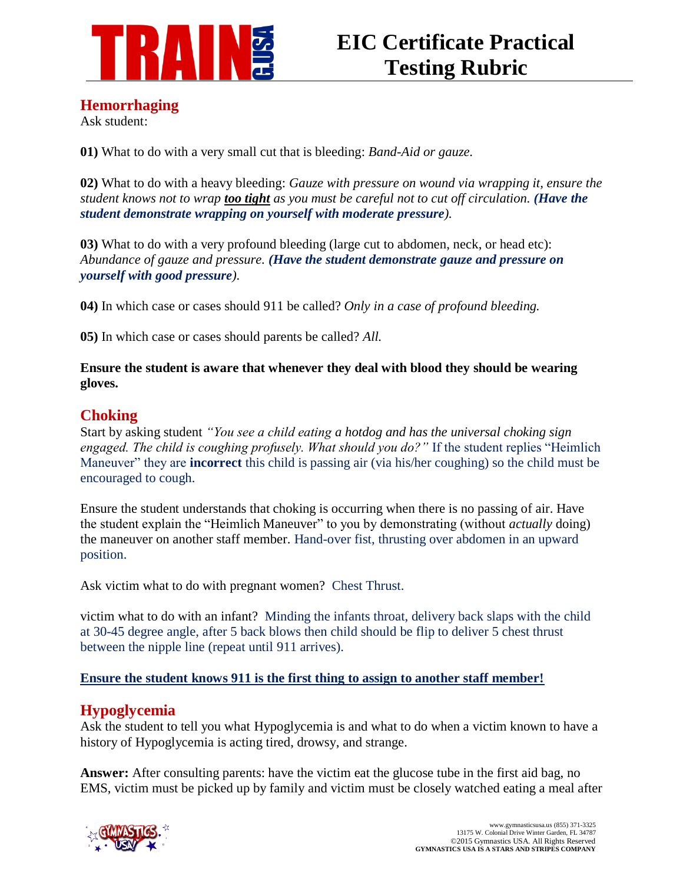# EIC Certificate Practical Testing Rubric

## Hemorrhaging

Ask student:

**01)** What to do with a very small cut that is bleeding: *Band-Aid or gauze.*

**02)** What to do with a heavy bleeding: *Gauze with pressure on wound via wrapping it, ensure the student knows not to wrap **too tight** as you must be careful not to cut off circulation. **(Have the student demonstrate wrapping on yourself with moderate pressure)**.*

**03)** What to do with a very profound bleeding (large cut to abdomen, neck, or head etc): *Abundance of gauze and pressure. **(Have the student demonstrate gauze and pressure on yourself with good pressure)**.*

**04)** In which case or cases should 911 be called? *Only in a case of profound bleeding.*

**05)** In which case or cases should parents be called? *All.*

**Ensure the student is aware that whenever they deal with blood they should be wearing gloves.**

## Choking

Start by asking student *"You see a child eating a hotdog and has the universal choking sign engaged. The child is coughing profusely. What should you do?"* If the student replies "Heimlich Maneuver" they are **incorrect** this child is passing air (via his/her coughing) so the child must be encouraged to cough.

Ensure the student understands that choking is occurring when there is no passing of air. Have the student explain the "Heimlich Maneuver" to you by demonstrating (without *actually* doing) the maneuver on another staff member. Hand-over fist, thrusting over abdomen in an upward position.

Ask victim what to do with pregnant women? Chest Thrust.

victim what to do with an infant? Minding the infants throat, delivery back slaps with the child at 30-45 degree angle, after 5 back blows then child should be flip to deliver 5 chest thrust between the nipple line (repeat until 911 arrives).

**Ensure the student knows 911 is the first thing to assign to another staff member!**

## Hypoglycemia

Ask the student to tell you what Hypoglycemia is and what to do when a victim known to have a history of Hypoglycemia is acting tired, drowsy, and strange.

**Answer:** After consulting parents: have the victim eat the glucose tube in the first aid bag, no EMS, victim must be picked up by family and victim must be closely watched eating a meal after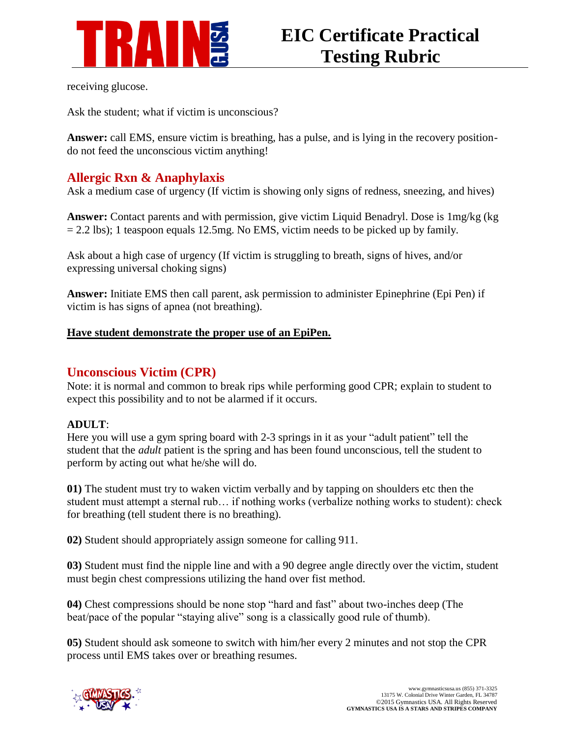receiving glucose.

Ask the student; what if victim is unconscious?

**Answer:** call EMS, ensure victim is breathing, has a pulse, and is lying in the recovery position- do not feed the unconscious victim anything!

## Allergic Rxn & Anaphylaxis

Ask a medium case of urgency (If victim is showing only signs of redness, sneezing, and hives)

**Answer:** Contact parents and with permission, give victim Liquid Benadryl. Dose is 1mg/kg (kg = 2.2 lbs); 1 teaspoon equals 12.5mg. No EMS, victim needs to be picked up by family.

Ask about a high case of urgency (If victim is struggling to breath, signs of hives, and/or expressing universal choking signs)

**Answer:** Initiate EMS then call parent, ask permission to administer Epinephrine (Epi Pen) if victim is has signs of apnea (not breathing).

**Have student demonstrate the proper use of an EpiPen.**

## Unconscious Victim (CPR)

Note: it is normal and common to break rips while performing good CPR; explain to student to expect this possibility and to not be alarmed if it occurs.

**ADULT**:

Here you will use a gym spring board with 2-3 springs in it as your "adult patient" tell the student that the *adult* patient is the spring and has been found unconscious, tell the student to perform by acting out what he/she will do.

**01)** The student must try to waken victim verbally and by tapping on shoulders etc then the student must attempt a sternal rub… if nothing works (verbalize nothing works to student): check for breathing (tell student there is no breathing).

**02)** Student should appropriately assign someone for calling 911.

**03)** Student must find the nipple line and with a 90 degree angle directly over the victim, student must begin chest compressions utilizing the hand over fist method.

**04)** Chest compressions should be none stop "hard and fast" about two-inches deep (The beat/pace of the popular "staying alive" song is a classically good rule of thumb).

**05)** Student should ask someone to switch with him/her every 2 minutes and not stop the CPR process until EMS takes over or breathing resumes.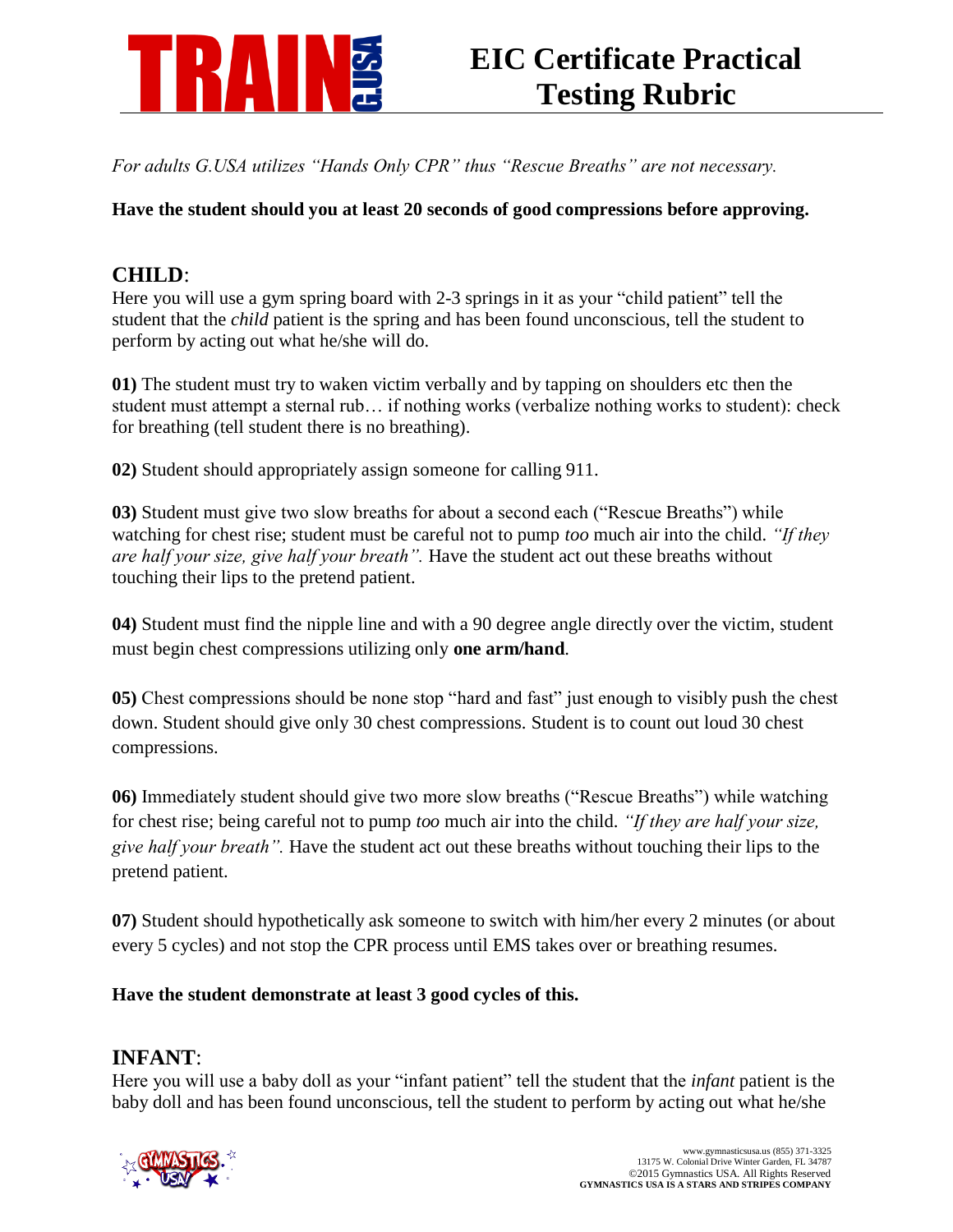# EIC Certificate Practical Testing Rubric

*For adults G.USA utilizes "Hands Only CPR" thus "Rescue Breaths" are not necessary.*

**Have the student should you at least 20 seconds of good compressions before approving.**

## CHILD:

Here you will use a gym spring board with 2-3 springs in it as your "child patient" tell the student that the *child* patient is the spring and has been found unconscious, tell the student to perform by acting out what he/she will do.

**01)** The student must try to waken victim verbally and by tapping on shoulders etc then the student must attempt a sternal rub… if nothing works (verbalize nothing works to student): check for breathing (tell student there is no breathing).

**02)** Student should appropriately assign someone for calling 911.

**03)** Student must give two slow breaths for about a second each ("Rescue Breaths") while watching for chest rise; student must be careful not to pump *too* much air into the child. *"If they are half your size, give half your breath".* Have the student act out these breaths without touching their lips to the pretend patient.

**04)** Student must find the nipple line and with a 90 degree angle directly over the victim, student must begin chest compressions utilizing only **one arm/hand**.

**05)** Chest compressions should be none stop "hard and fast" just enough to visibly push the chest down. Student should give only 30 chest compressions. Student is to count out loud 30 chest compressions.

**06)** Immediately student should give two more slow breaths ("Rescue Breaths") while watching for chest rise; being careful not to pump *too* much air into the child. *"If they are half your size, give half your breath".* Have the student act out these breaths without touching their lips to the pretend patient.

**07)** Student should hypothetically ask someone to switch with him/her every 2 minutes (or about every 5 cycles) and not stop the CPR process until EMS takes over or breathing resumes.

**Have the student demonstrate at least 3 good cycles of this.**

## INFANT:

Here you will use a baby doll as your "infant patient" tell the student that the *infant* patient is the baby doll and has been found unconscious, tell the student to perform by acting out what he/she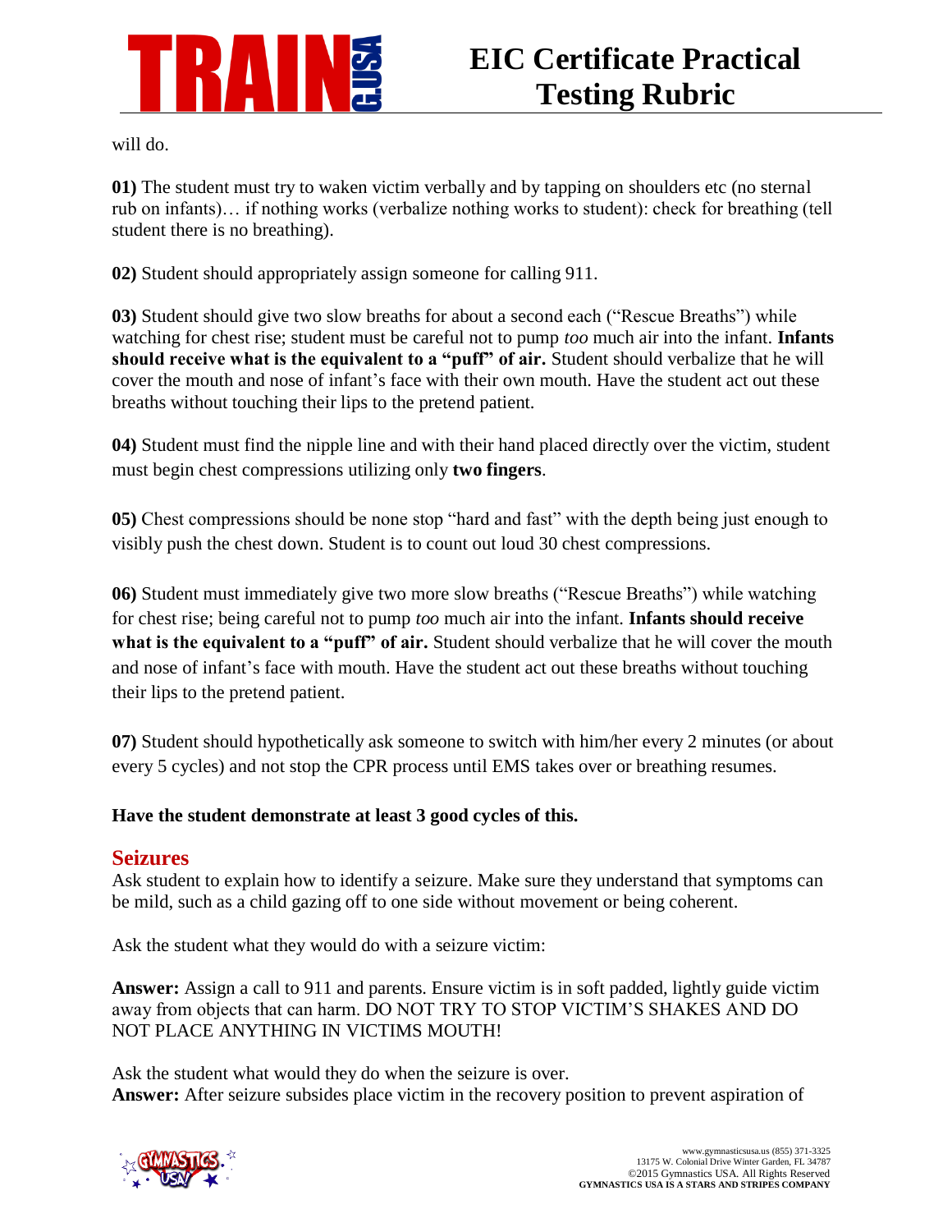will do.

**01)** The student must try to waken victim verbally and by tapping on shoulders etc (no sternal rub on infants)… if nothing works (verbalize nothing works to student): check for breathing (tell student there is no breathing).

**02)** Student should appropriately assign someone for calling 911.

**03)** Student should give two slow breaths for about a second each ("Rescue Breaths") while watching for chest rise; student must be careful not to pump *too* much air into the infant. **Infants should receive what is the equivalent to a "puff" of air.** Student should verbalize that he will cover the mouth and nose of infant's face with their own mouth. Have the student act out these breaths without touching their lips to the pretend patient.

**04)** Student must find the nipple line and with their hand placed directly over the victim, student must begin chest compressions utilizing only **two fingers**.

**05)** Chest compressions should be none stop "hard and fast" with the depth being just enough to visibly push the chest down. Student is to count out loud 30 chest compressions.

**06)** Student must immediately give two more slow breaths ("Rescue Breaths") while watching for chest rise; being careful not to pump *too* much air into the infant. **Infants should receive what is the equivalent to a "puff" of air.** Student should verbalize that he will cover the mouth and nose of infant's face with mouth. Have the student act out these breaths without touching their lips to the pretend patient.

**07)** Student should hypothetically ask someone to switch with him/her every 2 minutes (or about every 5 cycles) and not stop the CPR process until EMS takes over or breathing resumes.

**Have the student demonstrate at least 3 good cycles of this.**

## Seizures

Ask student to explain how to identify a seizure. Make sure they understand that symptoms can be mild, such as a child gazing off to one side without movement or being coherent.

Ask the student what they would do with a seizure victim:

**Answer:** Assign a call to 911 and parents. Ensure victim is in soft padded, lightly guide victim away from objects that can harm. DO NOT TRY TO STOP VICTIM'S SHAKES AND DO NOT PLACE ANYTHING IN VICTIMS MOUTH!

Ask the student what would they do when the seizure is over.
**Answer:** After seizure subsides place victim in the recovery position to prevent aspiration of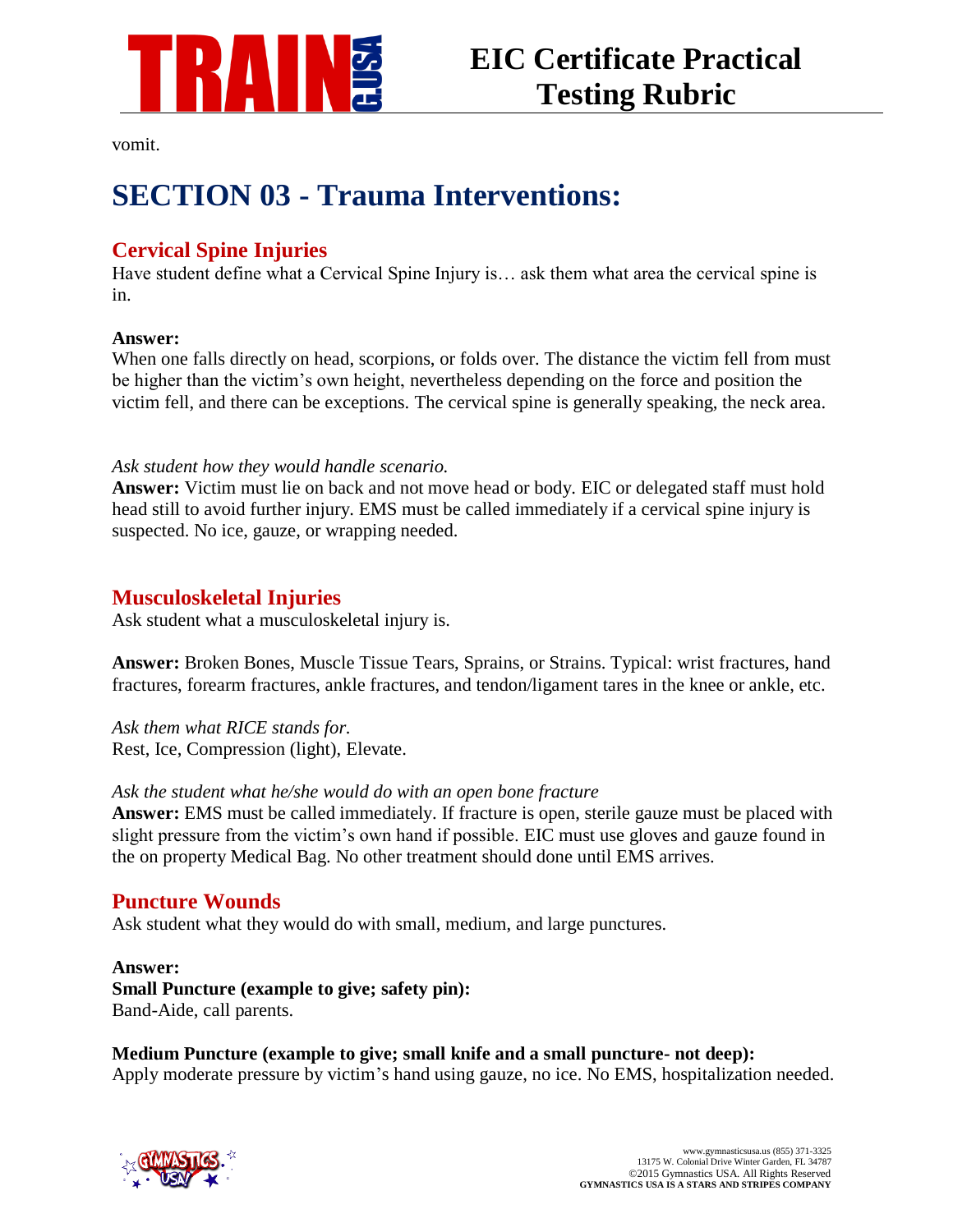vomit.

# SECTION 03 - Trauma Interventions:

## Cervical Spine Injuries

Have student define what a Cervical Spine Injury is… ask them what area the cervical spine is in.

**Answer:**
When one falls directly on head, scorpions, or folds over. The distance the victim fell from must be higher than the victim's own height, nevertheless depending on the force and position the victim fell, and there can be exceptions. The cervical spine is generally speaking, the neck area.

*Ask student how they would handle scenario.*
**Answer:** Victim must lie on back and not move head or body. EIC or delegated staff must hold head still to avoid further injury. EMS must be called immediately if a cervical spine injury is suspected. No ice, gauze, or wrapping needed.

## Musculoskeletal Injuries

Ask student what a musculoskeletal injury is.

**Answer:** Broken Bones, Muscle Tissue Tears, Sprains, or Strains. Typical: wrist fractures, hand fractures, forearm fractures, ankle fractures, and tendon/ligament tares in the knee or ankle, etc.

*Ask them what RICE stands for.*
Rest, Ice, Compression (light), Elevate.

*Ask the student what he/she would do with an open bone fracture*
**Answer:** EMS must be called immediately. If fracture is open, sterile gauze must be placed with slight pressure from the victim's own hand if possible. EIC must use gloves and gauze found in the on property Medical Bag. No other treatment should done until EMS arrives.

## Puncture Wounds

Ask student what they would do with small, medium, and large punctures.

**Answer:**
**Small Puncture (example to give; safety pin):**
Band-Aide, call parents.

**Medium Puncture (example to give; small knife and a small puncture- not deep):**
Apply moderate pressure by victim's hand using gauze, no ice. No EMS, hospitalization needed.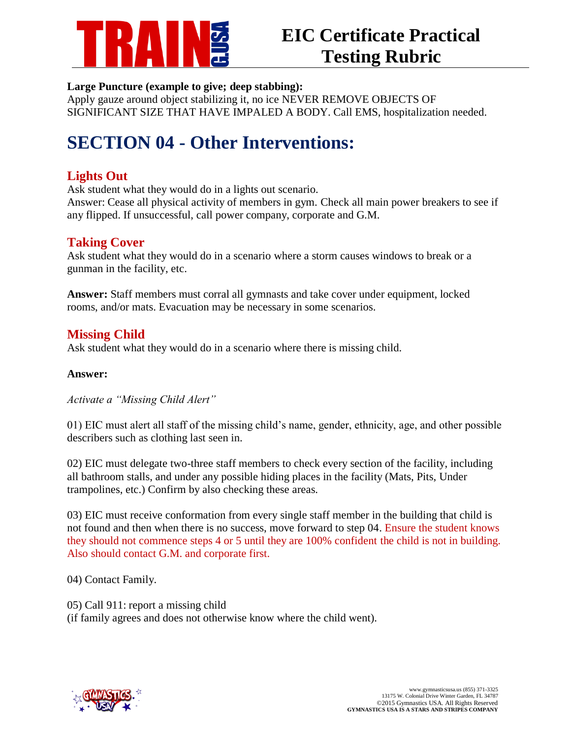**Large Puncture (example to give; deep stabbing):**
Apply gauze around object stabilizing it, no ice NEVER REMOVE OBJECTS OF SIGNIFICANT SIZE THAT HAVE IMPALED A BODY. Call EMS, hospitalization needed.

# SECTION 04 - Other Interventions:

## Lights Out

Ask student what they would do in a lights out scenario.
Answer: Cease all physical activity of members in gym. Check all main power breakers to see if any flipped. If unsuccessful, call power company, corporate and G.M.

## Taking Cover

Ask student what they would do in a scenario where a storm causes windows to break or a gunman in the facility, etc.

**Answer:** Staff members must corral all gymnasts and take cover under equipment, locked rooms, and/or mats. Evacuation may be necessary in some scenarios.

## Missing Child

Ask student what they would do in a scenario where there is missing child.

**Answer:**

*Activate a "Missing Child Alert"*

01) EIC must alert all staff of the missing child's name, gender, ethnicity, age, and other possible describers such as clothing last seen in.

02) EIC must delegate two-three staff members to check every section of the facility, including all bathroom stalls, and under any possible hiding places in the facility (Mats, Pits, Under trampolines, etc.) Confirm by also checking these areas.

03) EIC must receive conformation from every single staff member in the building that child is not found and then when there is no success, move forward to step 04. Ensure the student knows they should not commence steps 4 or 5 until they are 100% confident the child is not in building. Also should contact G.M. and corporate first.

04) Contact Family.

05) Call 911: report a missing child
(if family agrees and does not otherwise know where the child went).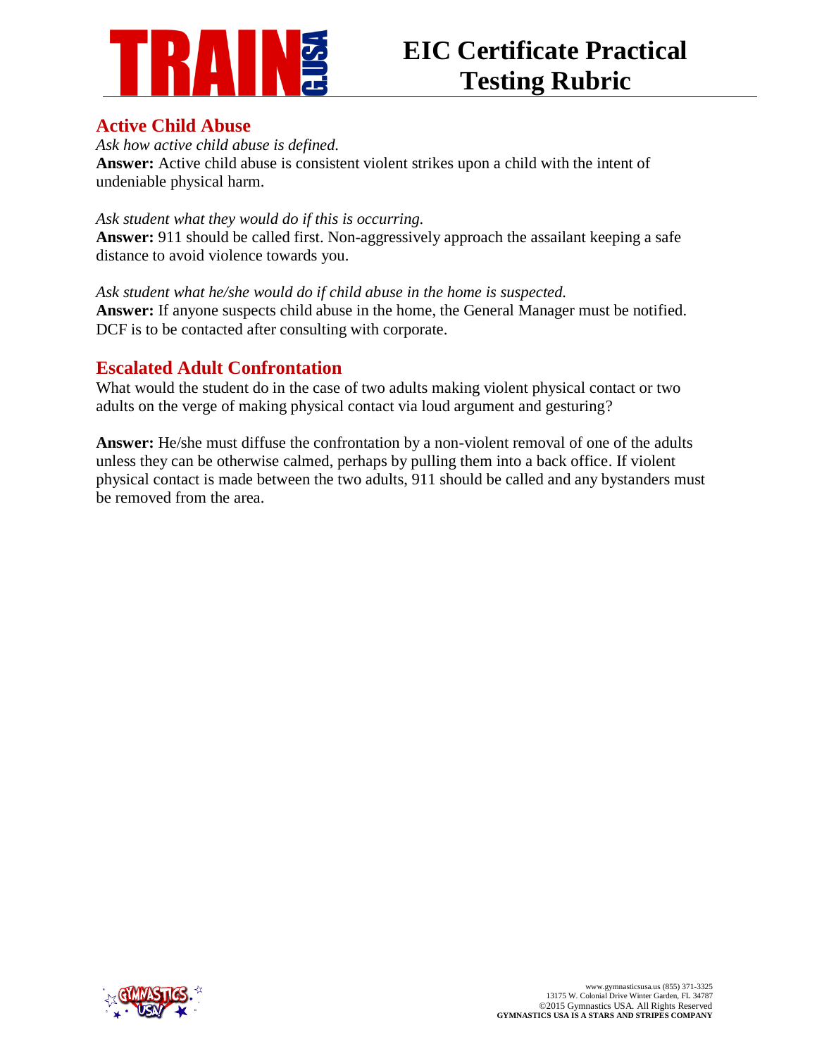# EIC Certificate Practical Testing Rubric

## Active Child Abuse

*Ask how active child abuse is defined.*

**Answer:** Active child abuse is consistent violent strikes upon a child with the intent of undeniable physical harm.

*Ask student what they would do if this is occurring.*

**Answer:** 911 should be called first. Non-aggressively approach the assailant keeping a safe distance to avoid violence towards you.

*Ask student what he/she would do if child abuse in the home is suspected.*

**Answer:** If anyone suspects child abuse in the home, the General Manager must be notified. DCF is to be contacted after consulting with corporate.

## Escalated Adult Confrontation

What would the student do in the case of two adults making violent physical contact or two adults on the verge of making physical contact via loud argument and gesturing?

**Answer:** He/she must diffuse the confrontation by a non-violent removal of one of the adults unless they can be otherwise calmed, perhaps by pulling them into a back office. If violent physical contact is made between the two adults, 911 should be called and any bystanders must be removed from the area.